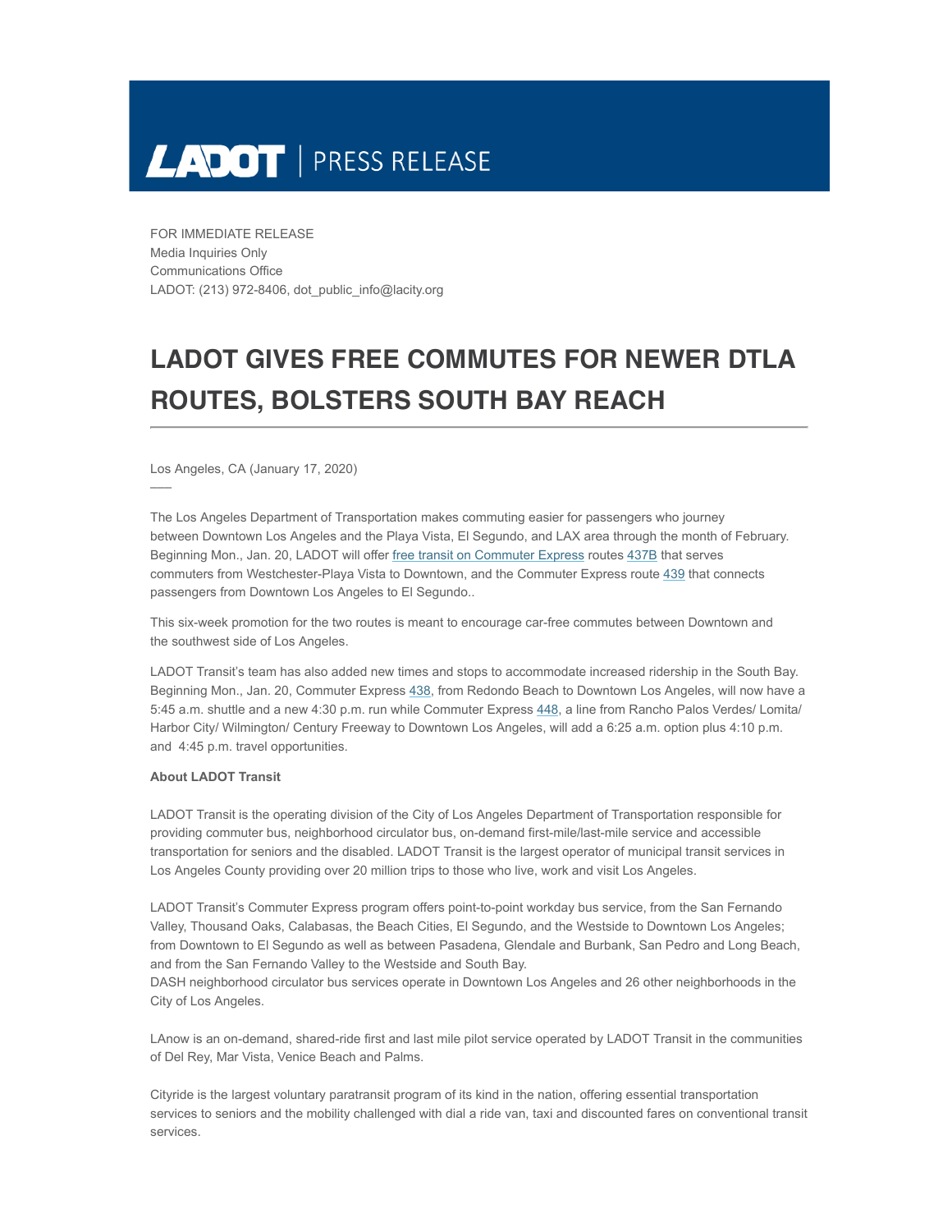LADOT | PRESS RELEASE

FOR IMMEDIATE RELEASE
Media Inquiries Only
Communications Office
LADOT: (213) 972-8406, dot_public_info@lacity.org

# LADOT GIVES FREE COMMUTES FOR NEWER DTLA ROUTES, BOLSTERS SOUTH BAY REACH

Los Angeles, CA (January 17, 2020)

The Los Angeles Department of Transportation makes commuting easier for passengers who journey between Downtown Los Angeles and the Playa Vista, El Segundo, and LAX area through the month of February. Beginning Mon., Jan. 20, LADOT will offer free transit on Commuter Express routes 437B that serves commuters from Westchester-Playa Vista to Downtown, and the Commuter Express route 439 that connects passengers from Downtown Los Angeles to El Segundo..

This six-week promotion for the two routes is meant to encourage car-free commutes between Downtown and the southwest side of Los Angeles.

LADOT Transit's team has also added new times and stops to accommodate increased ridership in the South Bay. Beginning Mon., Jan. 20, Commuter Express 438, from Redondo Beach to Downtown Los Angeles, will now have a 5:45 a.m. shuttle and a new 4:30 p.m. run while Commuter Express 448, a line from Rancho Palos Verdes/ Lomita/ Harbor City/ Wilmington/ Century Freeway to Downtown Los Angeles, will add a 6:25 a.m. option plus 4:10 p.m. and 4:45 p.m. travel opportunities.

**About LADOT Transit**

LADOT Transit is the operating division of the City of Los Angeles Department of Transportation responsible for providing commuter bus, neighborhood circulator bus, on-demand first-mile/last-mile service and accessible transportation for seniors and the disabled. LADOT Transit is the largest operator of municipal transit services in Los Angeles County providing over 20 million trips to those who live, work and visit Los Angeles.

LADOT Transit's Commuter Express program offers point-to-point workday bus service, from the San Fernando Valley, Thousand Oaks, Calabasas, the Beach Cities, El Segundo, and the Westside to Downtown Los Angeles; from Downtown to El Segundo as well as between Pasadena, Glendale and Burbank, San Pedro and Long Beach, and from the San Fernando Valley to the Westside and South Bay.
DASH neighborhood circulator bus services operate in Downtown Los Angeles and 26 other neighborhoods in the City of Los Angeles.

LAnow is an on-demand, shared-ride first and last mile pilot service operated by LADOT Transit in the communities of Del Rey, Mar Vista, Venice Beach and Palms.

Cityride is the largest voluntary paratransit program of its kind in the nation, offering essential transportation services to seniors and the mobility challenged with dial a ride van, taxi and discounted fares on conventional transit services.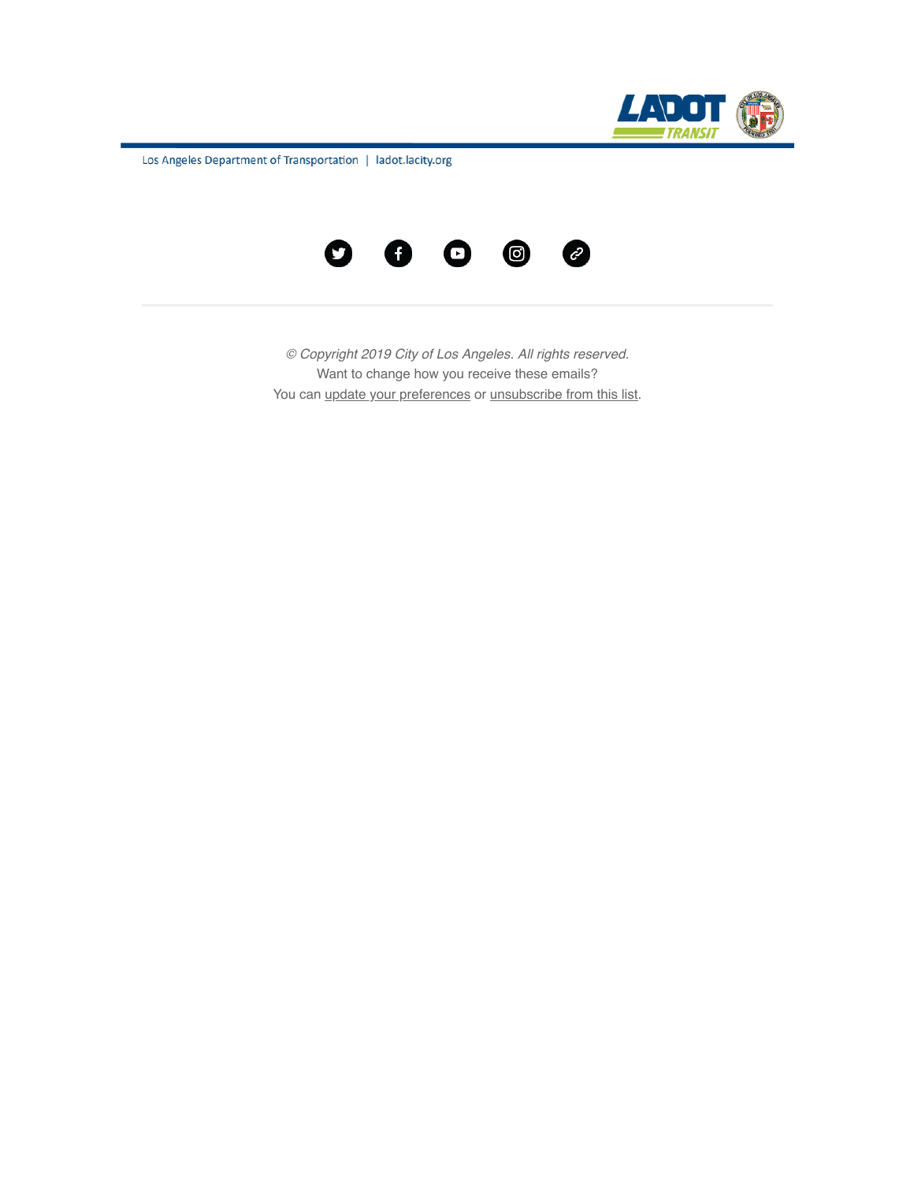Los Angeles Department of Transportation | ladot.lacity.org

*© Copyright 2019 City of Los Angeles. All rights reserved.*
Want to change how you receive these emails?
You can update your preferences or unsubscribe from this list.